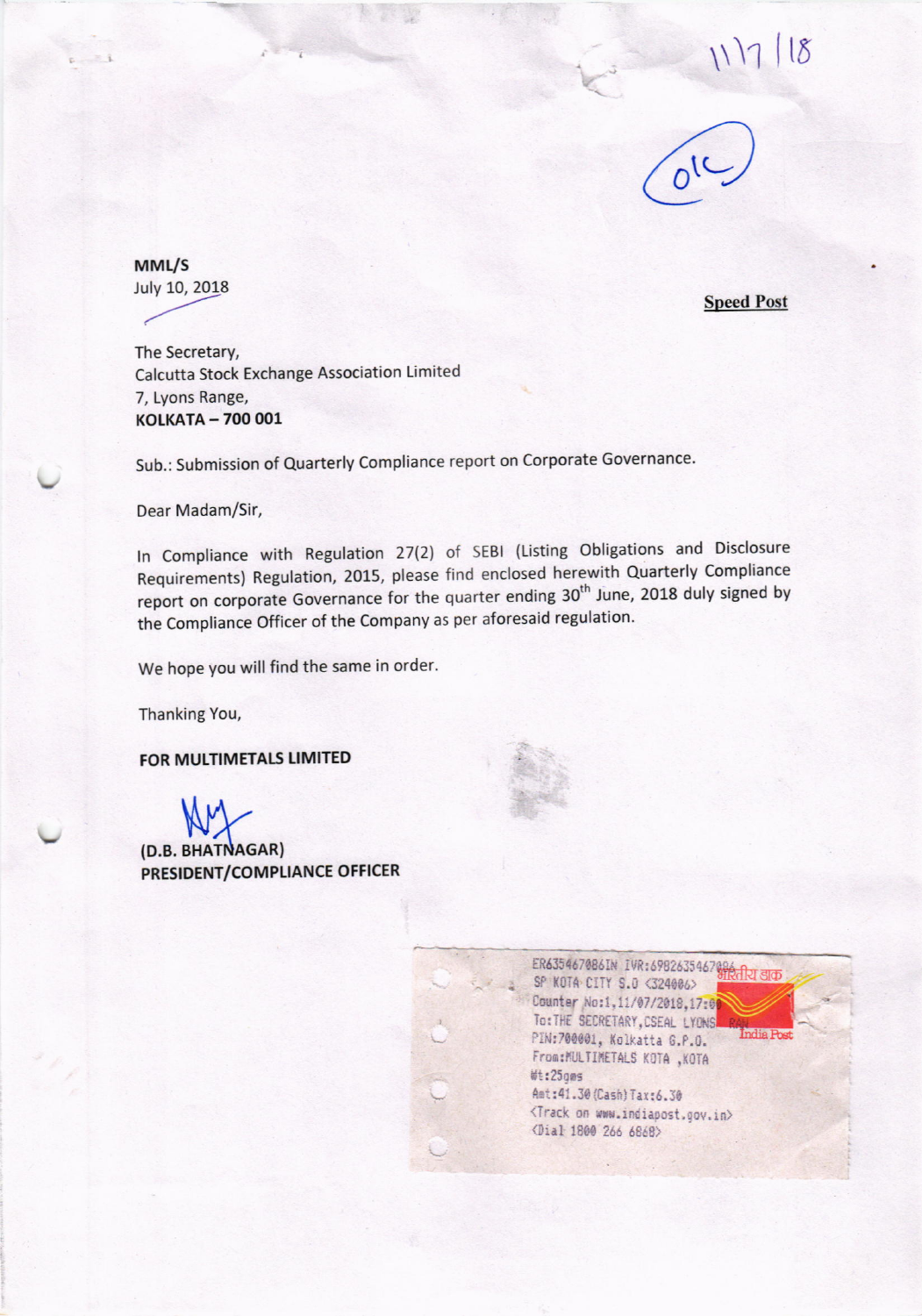11/7/18

O/C

**MML/S**
July 10, 2018

**Speed Post**

The Secretary,
Calcutta Stock Exchange Association Limited
7, Lyons Range,
**KOLKATA – 700 001**

Sub.: Submission of Quarterly Compliance report on Corporate Governance.

Dear Madam/Sir,

In Compliance with Regulation 27(2) of SEBI (Listing Obligations and Disclosure Requirements) Regulation, 2015, please find enclosed herewith Quarterly Compliance report on corporate Governance for the quarter ending 30th June, 2018 duly signed by the Compliance Officer of the Company as per aforesaid regulation.

We hope you will find the same in order.

Thanking You,

**FOR MULTIMETALS LIMITED**

**(D.B. BHATNAGAR)**
**PRESIDENT/COMPLIANCE OFFICER**

ER635467086IN IVR:6982635467086
SP KOTA CITY S.O <324006>
Counter No:1,11/07/2018,17:00
To:THE SECRETARY,CSEAL LYONS RAN
PIN:700001, Kolkatta G.P.O.
From:MULTIMETALS KOTA ,KOTA
Wt:25gms
Amt:41.30(Cash)Tax:6.30
<Track on www.indiapost.gov.in>
<Dial 1800 266 6868>

भारतीय डाक India Post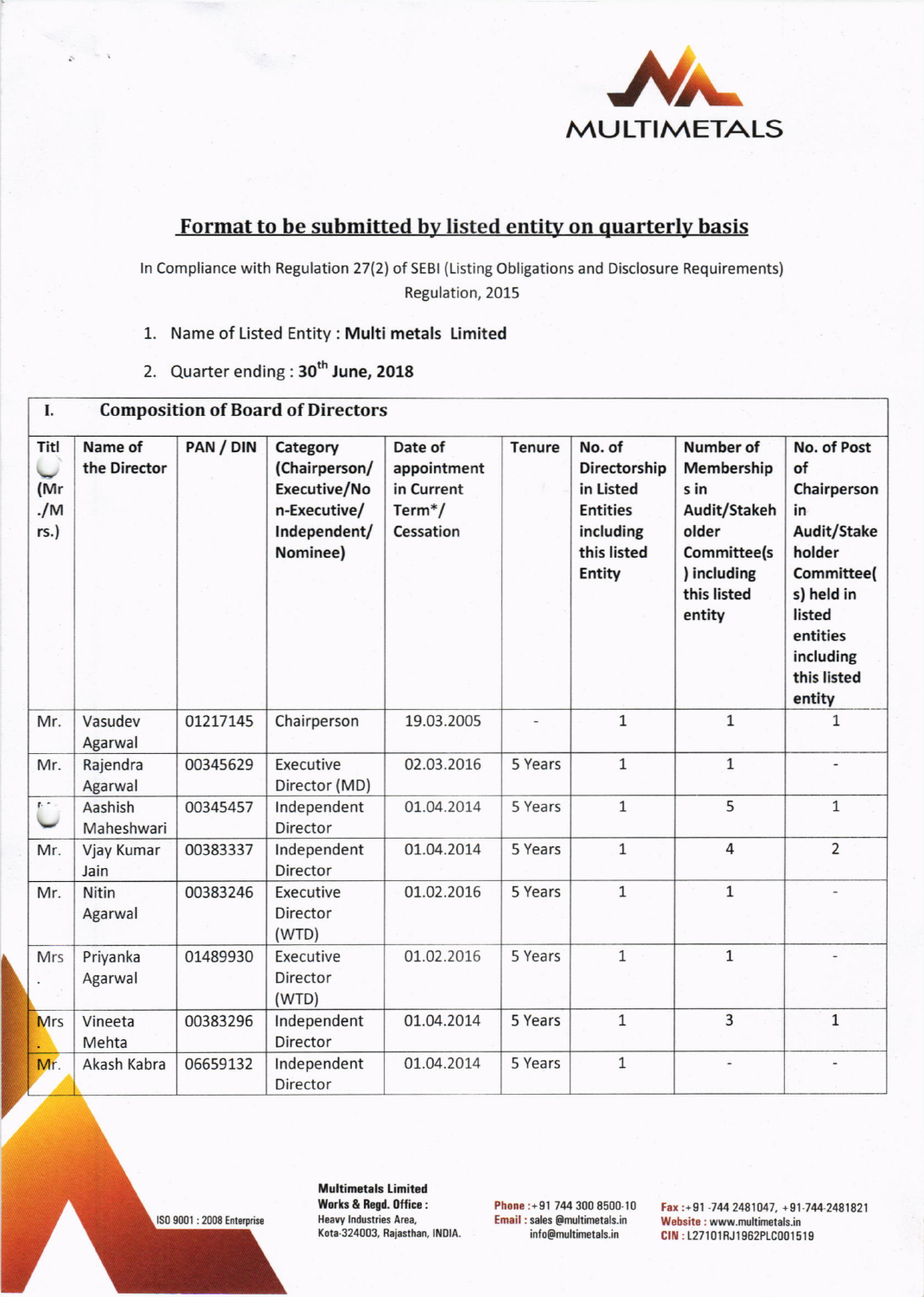MULTIMETALS

## Format to be submitted by listed entity on quarterly basis

In Compliance with Regulation 27(2) of SEBI (Listing Obligations and Disclosure Requirements) Regulation, 2015

1. Name of Listed Entity : **Multi metals Limited**
2. Quarter ending : **30th June, 2018**

### I. Composition of Board of Directors

| Title (Mr./Mrs.) | Name of the Director | PAN / DIN | Category (Chairperson/ Executive/Non-Executive/ Independent/ Nominee) | Date of appointment in Current Term*/ Cessation | Tenure | No. of Directorships in Listed Entities including this listed Entity | Number of Memberships in Audit/Stakeholder Committee(s) including this listed entity | No. of Post of Chairperson in Audit/Stakeholder Committee(s) held in listed entities including this listed entity |
|---|---|---|---|---|---|---|---|---|
| Mr. | Vasudev Agarwal | 01217145 | Chairperson | 19.03.2005 | - | 1 | 1 | 1 |
| Mr. | Rajendra Agarwal | 00345629 | Executive Director (MD) | 02.03.2016 | 5 Years | 1 | 1 | - |
| Mr. | Aashish Maheshwari | 00345457 | Independent Director | 01.04.2014 | 5 Years | 1 | 5 | 1 |
| Mr. | Vjay Kumar Jain | 00383337 | Independent Director | 01.04.2014 | 5 Years | 1 | 4 | 2 |
| Mr. | Nitin Agarwal | 00383246 | Executive Director (WTD) | 01.02.2016 | 5 Years | 1 | 1 | - |
| Mrs. | Priyanka Agarwal | 01489930 | Executive Director (WTD) | 01.02.2016 | 5 Years | 1 | 1 | - |
| Mrs. | Vineeta Mehta | 00383296 | Independent Director | 01.04.2014 | 5 Years | 1 | 3 | 1 |
| Mr. | Akash Kabra | 06659132 | Independent Director | 01.04.2014 | 5 Years | 1 | - | - |

ISO 9001 : 2008 Enterprise

**Multimetals Limited**
**Works & Regd. Office :** Heavy Industries Area, Kota-324003, Rajasthan, INDIA.

**Phone :** +91 744 300 8500-10
**Email :** sales@multimetals.in, info@multimetals.in

**Fax :** +91-744 2481047, +91-744-2481821
**Website :** www.multimetals.in
**CIN :** L27101RJ1962PLC001519